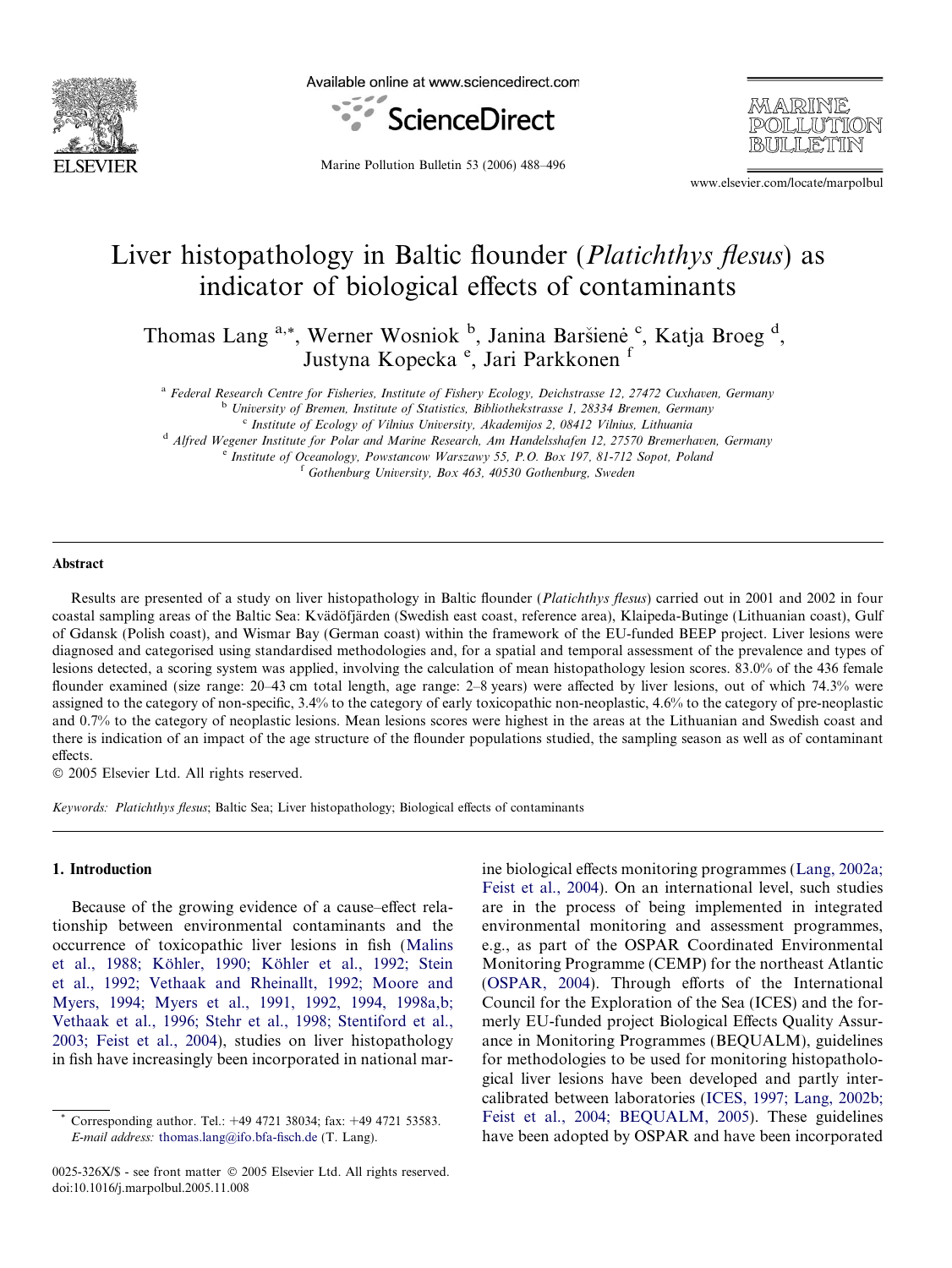# Liver histopathology in Baltic flounder (*Platichthys flesus*) as indicator of biological effects of contaminants

Thomas Lang [a,*], Werner Wosniok [b], Janina Baršienė [c], Katja Broeg [d], Justyna Kopecka [e], Jari Parkkonen [f]

[a] Federal Research Centre for Fisheries, Institute of Fishery Ecology, Deichstrasse 12, 27472 Cuxhaven, Germany
[b] University of Bremen, Institute of Statistics, Bibliothekstrasse 1, 28334 Bremen, Germany
[c] Institute of Ecology of Vilnius University, Akademijos 2, 08412 Vilnius, Lithuania
[d] Alfred Wegener Institute for Polar and Marine Research, Am Handelsshafen 12, 27570 Bremerhaven, Germany
[e] Institute of Oceanology, Powstancow Warszawy 55, P.O. Box 197, 81-712 Sopot, Poland
[f] Gothenburg University, Box 463, 40530 Gothenburg, Sweden

## Abstract

Results are presented of a study on liver histopathology in Baltic flounder (*Platichthys flesus*) carried out in 2001 and 2002 in four coastal sampling areas of the Baltic Sea: Kvädöfjärden (Swedish east coast, reference area), Klaipeda-Butinge (Lithuanian coast), Gulf of Gdansk (Polish coast), and Wismar Bay (German coast) within the framework of the EU-funded BEEP project. Liver lesions were diagnosed and categorised using standardised methodologies and, for a spatial and temporal assessment of the prevalence and types of lesions detected, a scoring system was applied, involving the calculation of mean histopathology lesion scores. 83.0% of the 436 female flounder examined (size range: 20–43 cm total length, age range: 2–8 years) were affected by liver lesions, out of which 74.3% were assigned to the category of non-specific, 3.4% to the category of early toxicopathic non-neoplastic, 4.6% to the category of pre-neoplastic and 0.7% to the category of neoplastic lesions. Mean lesions scores were highest in the areas at the Lithuanian and Swedish coast and there is indication of an impact of the age structure of the flounder populations studied, the sampling season as well as of contaminant effects.

© 2005 Elsevier Ltd. All rights reserved.

*Keywords:* *Platichthys flesus*; Baltic Sea; Liver histopathology; Biological effects of contaminants

## 1. Introduction

Because of the growing evidence of a cause–effect relationship between environmental contaminants and the occurrence of toxicopathic liver lesions in fish (Malins et al., 1988; Köhler, 1990; Köhler et al., 1992; Stein et al., 1992; Vethaak and Rheinallt, 1992; Moore and Myers, 1994; Myers et al., 1991, 1992, 1994, 1998a,b; Vethaak et al., 1996; Stehr et al., 1998; Stentiford et al., 2003; Feist et al., 2004), studies on liver histopathology in fish have increasingly been incorporated in national marine biological effects monitoring programmes (Lang, 2002a; Feist et al., 2004). On an international level, such studies are in the process of being implemented in integrated environmental monitoring and assessment programmes, e.g., as part of the OSPAR Coordinated Environmental Monitoring Programme (CEMP) for the northeast Atlantic (OSPAR, 2004). Through efforts of the International Council for the Exploration of the Sea (ICES) and the formerly EU-funded project Biological Effects Quality Assurance in Monitoring Programmes (BEQUALM), guidelines for methodologies to be used for monitoring histopathological liver lesions have been developed and partly intercalibrated between laboratories (ICES, 1997; Lang, 2002b; Feist et al., 2004; BEQUALM, 2005). These guidelines have been adopted by OSPAR and have been incorporated

\* Corresponding author. Tel.: +49 4721 38034; fax: +49 4721 53583. *E-mail address:* thomas.lang@ifo.bfa-fisch.de (T. Lang).

0025-326X/$ - see front matter © 2005 Elsevier Ltd. All rights reserved.
doi:10.1016/j.marpolbul.2005.11.008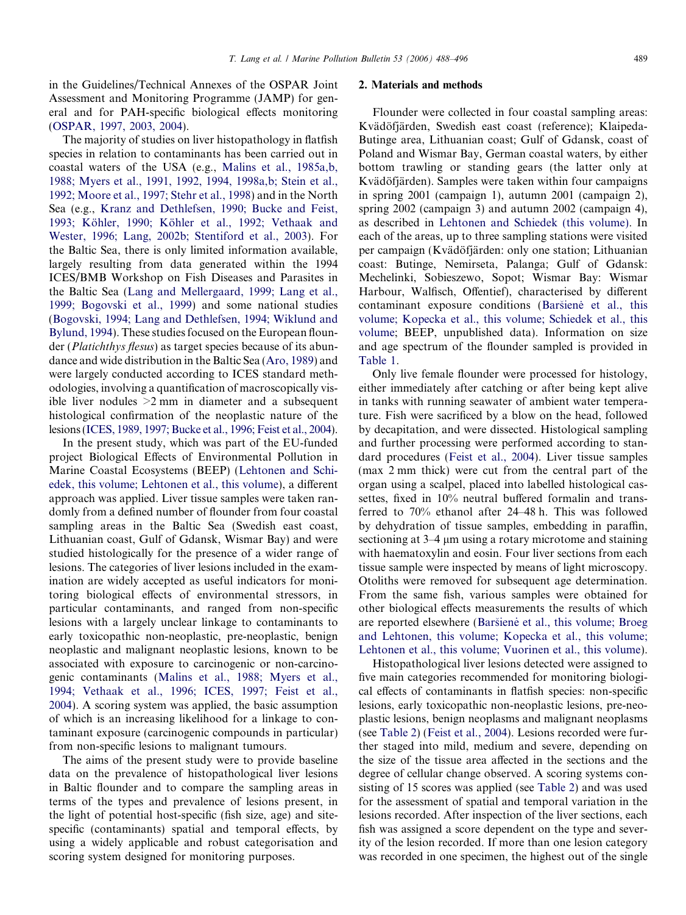in the Guidelines/Technical Annexes of the OSPAR Joint Assessment and Monitoring Programme (JAMP) for general and for PAH-specific biological effects monitoring (OSPAR, 1997, 2003, 2004).

The majority of studies on liver histopathology in flatfish species in relation to contaminants has been carried out in coastal waters of the USA (e.g., Malins et al., 1985a,b, 1988; Myers et al., 1991, 1992, 1994, 1998a,b; Stein et al., 1992; Moore et al., 1997; Stehr et al., 1998) and in the North Sea (e.g., Kranz and Dethlefsen, 1990; Bucke and Feist, 1993; Köhler, 1990; Köhler et al., 1992; Vethaak and Wester, 1996; Lang, 2002b; Stentiford et al., 2003). For the Baltic Sea, there is only limited information available, largely resulting from data generated within the 1994 ICES/BMB Workshop on Fish Diseases and Parasites in the Baltic Sea (Lang and Mellergaard, 1999; Lang et al., 1999; Bogovski et al., 1999) and some national studies (Bogovski, 1994; Lang and Dethlefsen, 1994; Wiklund and Bylund, 1994). These studies focused on the European flounder (*Platichthys flesus*) as target species because of its abundance and wide distribution in the Baltic Sea (Aro, 1989) and were largely conducted according to ICES standard methodologies, involving a quantification of macroscopically visible liver nodules >2 mm in diameter and a subsequent histological confirmation of the neoplastic nature of the lesions (ICES, 1989, 1997; Bucke et al., 1996; Feist et al., 2004).

In the present study, which was part of the EU-funded project Biological Effects of Environmental Pollution in Marine Coastal Ecosystems (BEEP) (Lehtonen and Schiedek, this volume; Lehtonen et al., this volume), a different approach was applied. Liver tissue samples were taken randomly from a defined number of flounder from four coastal sampling areas in the Baltic Sea (Swedish east coast, Lithuanian coast, Gulf of Gdansk, Wismar Bay) and were studied histologically for the presence of a wider range of lesions. The categories of liver lesions included in the examination are widely accepted as useful indicators for monitoring biological effects of environmental stressors, in particular contaminants, and ranged from non-specific lesions with a largely unclear linkage to contaminants to early toxicopathic non-neoplastic, pre-neoplastic, benign neoplastic and malignant neoplastic lesions, known to be associated with exposure to carcinogenic or non-carcinogenic contaminants (Malins et al., 1988; Myers et al., 1994; Vethaak et al., 1996; ICES, 1997; Feist et al., 2004). A scoring system was applied, the basic assumption of which is an increasing likelihood for a linkage to contaminant exposure (carcinogenic compounds in particular) from non-specific lesions to malignant tumours.

The aims of the present study were to provide baseline data on the prevalence of histopathological liver lesions in Baltic flounder and to compare the sampling areas in terms of the types and prevalence of lesions present, in the light of potential host-specific (fish size, age) and site-specific (contaminants) spatial and temporal effects, by using a widely applicable and robust categorisation and scoring system designed for monitoring purposes.

## 2. Materials and methods

Flounder were collected in four coastal sampling areas: Kvädöfjärden, Swedish east coast (reference); Klaipeda-Butinge area, Lithuanian coast; Gulf of Gdansk, coast of Poland and Wismar Bay, German coastal waters, by either bottom trawling or standing gears (the latter only at Kvädöfjärden). Samples were taken within four campaigns in spring 2001 (campaign 1), autumn 2001 (campaign 2), spring 2002 (campaign 3) and autumn 2002 (campaign 4), as described in Lehtonen and Schiedek (this volume). In each of the areas, up to three sampling stations were visited per campaign (Kvädöfjärden: only one station; Lithuanian coast: Butinge, Nemirseta, Palanga; Gulf of Gdansk: Mechelinki, Sobieszewo, Sopot; Wismar Bay: Wismar Harbour, Walfisch, Offentief), characterised by different contaminant exposure conditions (Baršienė et al., this volume; Kopecka et al., this volume; Schiedek et al., this volume; BEEP, unpublished data). Information on size and age spectrum of the flounder sampled is provided in Table 1.

Only live female flounder were processed for histology, either immediately after catching or after being kept alive in tanks with running seawater of ambient water temperature. Fish were sacrificed by a blow on the head, followed by decapitation, and were dissected. Histological sampling and further processing were performed according to standard procedures (Feist et al., 2004). Liver tissue samples (max 2 mm thick) were cut from the central part of the organ using a scalpel, placed into labelled histological cassettes, fixed in 10% neutral buffered formalin and transferred to 70% ethanol after 24–48 h. This was followed by dehydration of tissue samples, embedding in paraffin, sectioning at 3–4 μm using a rotary microtome and staining with haematoxylin and eosin. Four liver sections from each tissue sample were inspected by means of light microscopy. Otoliths were removed for subsequent age determination. From the same fish, various samples were obtained for other biological effects measurements the results of which are reported elsewhere (Baršienė et al., this volume; Broeg and Lehtonen, this volume; Kopecka et al., this volume; Lehtonen et al., this volume; Vuorinen et al., this volume).

Histopathological liver lesions detected were assigned to five main categories recommended for monitoring biological effects of contaminants in flatfish species: non-specific lesions, early toxicopathic non-neoplastic lesions, pre-neoplastic lesions, benign neoplasms and malignant neoplasms (see Table 2) (Feist et al., 2004). Lesions recorded were further staged into mild, medium and severe, depending on the size of the tissue area affected in the sections and the degree of cellular change observed. A scoring systems consisting of 15 scores was applied (see Table 2) and was used for the assessment of spatial and temporal variation in the lesions recorded. After inspection of the liver sections, each fish was assigned a score dependent on the type and severity of the lesion recorded. If more than one lesion category was recorded in one specimen, the highest out of the single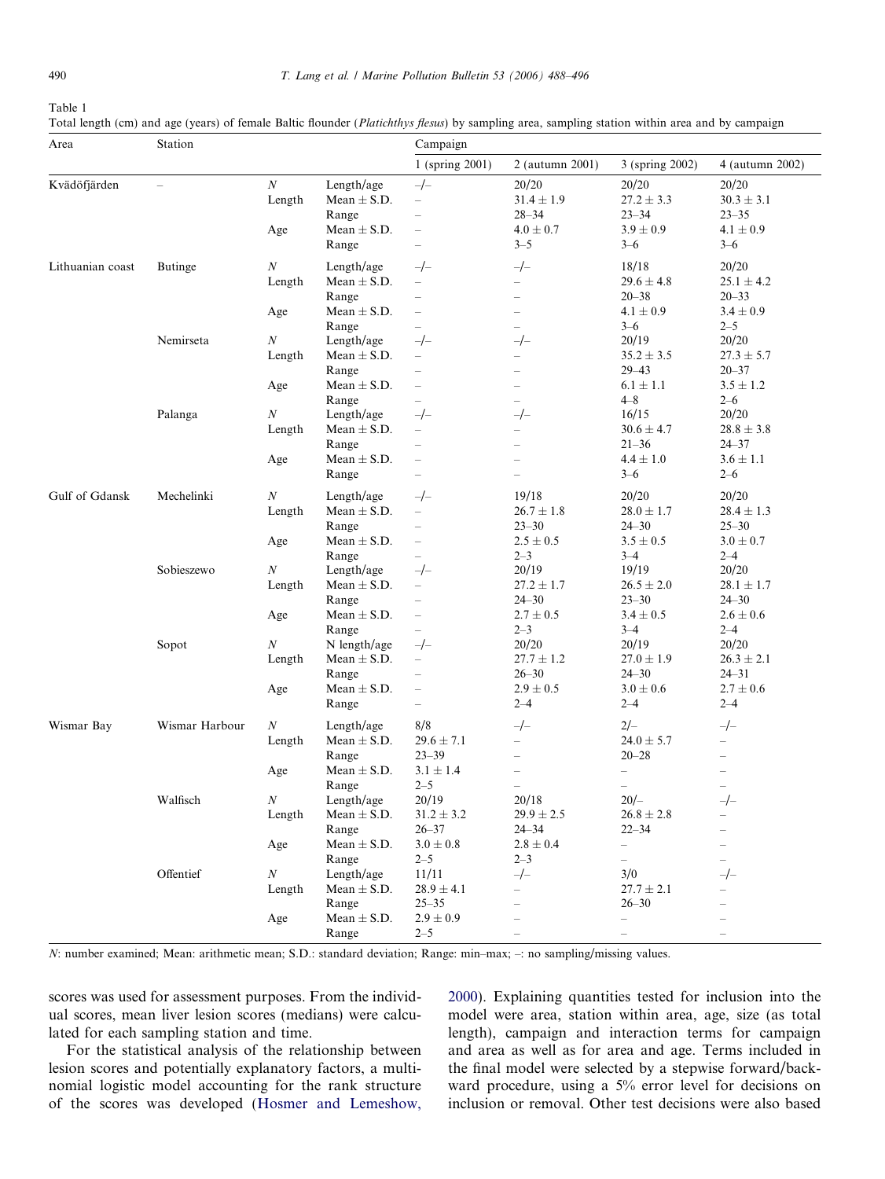Table 1
Total length (cm) and age (years) of female Baltic flounder (*Platichthys flesus*) by sampling area, sampling station within area and by campaign

| Area | Station | | | Campaign | | | |
|---|---|---|---|---|---|---|---|
| | | | | 1 (spring 2001) | 2 (autumn 2001) | 3 (spring 2002) | 4 (autumn 2002) |
| Kvädöfjärden | – | *N* | Length/age | –/– | 20/20 | 20/20 | 20/20 |
| | | Length | Mean ± S.D. | – | 31.4 ± 1.9 | 27.2 ± 3.3 | 30.3 ± 3.1 |
| | | | Range | – | 28–34 | 23–34 | 23–35 |
| | | Age | Mean ± S.D. | – | 4.0 ± 0.7 | 3.9 ± 0.9 | 4.1 ± 0.9 |
| | | | Range | – | 3–5 | 3–6 | 3–6 |
| Lithuanian coast | Butinge | *N* | Length/age | –/– | –/– | 18/18 | 20/20 |
| | | Length | Mean ± S.D. | – | – | 29.6 ± 4.8 | 25.1 ± 4.2 |
| | | | Range | – | – | 20–38 | 20–33 |
| | | Age | Mean ± S.D. | – | – | 4.1 ± 0.9 | 3.4 ± 0.9 |
| | | | Range | – | – | 3–6 | 2–5 |
| | Nemirseta | *N* | Length/age | –/– | –/– | 20/19 | 20/20 |
| | | Length | Mean ± S.D. | – | – | 35.2 ± 3.5 | 27.3 ± 5.7 |
| | | | Range | – | – | 29–43 | 20–37 |
| | | Age | Mean ± S.D. | – | – | 6.1 ± 1.1 | 3.5 ± 1.2 |
| | | | Range | – | – | 4–8 | 2–6 |
| | Palanga | *N* | Length/age | –/– | –/– | 16/15 | 20/20 |
| | | Length | Mean ± S.D. | – | – | 30.6 ± 4.7 | 28.8 ± 3.8 |
| | | | Range | – | – | 21–36 | 24–37 |
| | | Age | Mean ± S.D. | – | – | 4.4 ± 1.0 | 3.6 ± 1.1 |
| | | | Range | – | – | 3–6 | 2–6 |
| Gulf of Gdansk | Mechelinki | *N* | Length/age | –/– | 19/18 | 20/20 | 20/20 |
| | | Length | Mean ± S.D. | – | 26.7 ± 1.8 | 28.0 ± 1.7 | 28.4 ± 1.3 |
| | | | Range | – | 23–30 | 24–30 | 25–30 |
| | | Age | Mean ± S.D. | – | 2.5 ± 0.5 | 3.5 ± 0.5 | 3.0 ± 0.7 |
| | | | Range | – | 2–3 | 3–4 | 2–4 |
| | Sobieszewo | *N* | Length/age | –/– | 20/19 | 19/19 | 20/20 |
| | | Length | Mean ± S.D. | – | 27.2 ± 1.7 | 26.5 ± 2.0 | 28.1 ± 1.7 |
| | | | Range | – | 24–30 | 23–30 | 24–30 |
| | | Age | Mean ± S.D. | – | 2.7 ± 0.5 | 3.4 ± 0.5 | 2.6 ± 0.6 |
| | | | Range | – | 2–3 | 3–4 | 2–4 |
| | Sopot | *N* | N length/age | –/– | 20/20 | 20/19 | 20/20 |
| | | Length | Mean ± S.D. | – | 27.7 ± 1.2 | 27.0 ± 1.9 | 26.3 ± 2.1 |
| | | | Range | – | 26–30 | 24–30 | 24–31 |
| | | Age | Mean ± S.D. | – | 2.9 ± 0.5 | 3.0 ± 0.6 | 2.7 ± 0.6 |
| | | | Range | – | 2–4 | 2–4 | 2–4 |
| Wismar Bay | Wismar Harbour | *N* | Length/age | 8/8 | –/– | 2/– | –/– |
| | | Length | Mean ± S.D. | 29.6 ± 7.1 | – | 24.0 ± 5.7 | – |
| | | | Range | 23–39 | – | 20–28 | – |
| | | Age | Mean ± S.D. | 3.1 ± 1.4 | – | – | – |
| | | | Range | 2–5 | – | – | – |
| | Walfisch | *N* | Length/age | 20/19 | 20/18 | 20/– | –/– |
| | | Length | Mean ± S.D. | 31.2 ± 3.2 | 29.9 ± 2.5 | 26.8 ± 2.8 | – |
| | | | Range | 26–37 | 24–34 | 22–34 | – |
| | | Age | Mean ± S.D. | 3.0 ± 0.8 | 2.8 ± 0.4 | – | – |
| | | | Range | 2–5 | 2–3 | – | – |
| | Offentief | *N* | Length/age | 11/11 | –/– | 3/0 | –/– |
| | | Length | Mean ± S.D. | 28.9 ± 4.1 | – | 27.7 ± 2.1 | – |
| | | | Range | 25–35 | – | 26–30 | – |
| | | Age | Mean ± S.D. | 2.9 ± 0.9 | – | – | – |
| | | | Range | 2–5 | – | – | – |

*N*: number examined; Mean: arithmetic mean; S.D.: standard deviation; Range: min–max; –: no sampling/missing values.

scores was used for assessment purposes. From the individual scores, mean liver lesion scores (medians) were calculated for each sampling station and time.

For the statistical analysis of the relationship between lesion scores and potentially explanatory factors, a multinomial logistic model accounting for the rank structure of the scores was developed (Hosmer and Lemeshow, 2000). Explaining quantities tested for inclusion into the model were area, station within area, age, size (as total length), campaign and interaction terms for campaign and area as well as for area and age. Terms included in the final model were selected by a stepwise forward/backward procedure, using a 5% error level for decisions on inclusion or removal. Other test decisions were also based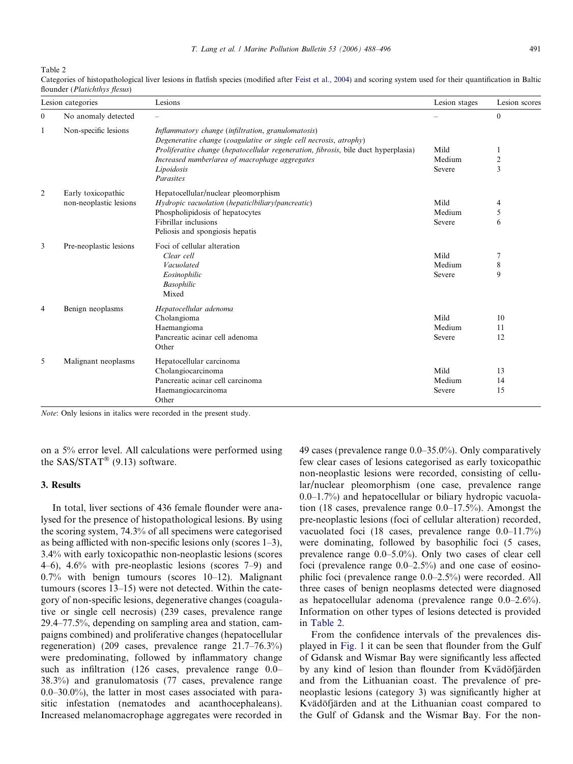Table 2

Categories of histopathological liver lesions in flatfish species (modified after Feist et al., 2004) and scoring system used for their quantification in Baltic flounder (*Platichthys flesus*)

| Lesion categories | | Lesions | Lesion stages | Lesion scores |
|---|---|---|---|---|
| 0 | No anomaly detected | – | – | 0 |
| 1 | Non-specific lesions | *Inflammatory change (infiltration, granulomatosis)*<br>*Degenerative change (coagulative or single cell necrosis, atrophy)*<br>*Proliferative change (hepatocellular regeneration, fibrosis,* bile duct hyperplasia)<br>*Increased number/area of macrophage aggregates*<br>*Lipoidosis*<br>*Parasites* | Mild<br>Medium<br>Severe | 1<br>2<br>3 |
| 2 | Early toxicopathic non-neoplastic lesions | Hepatocellular/nuclear pleomorphism<br>*Hydropic vacuolation (hepatic/biliary/pancreatic)*<br>Phospholipidosis of hepatocytes<br>Fibrillar inclusions<br>Peliosis and spongiosis hepatis | Mild<br>Medium<br>Severe | 4<br>5<br>6 |
| 3 | Pre-neoplastic lesions | Foci of cellular alteration<br>*Clear cell*<br>*Vacuolated*<br>*Eosinophilic*<br>*Basophilic*<br>Mixed | Mild<br>Medium<br>Severe | 7<br>8<br>9 |
| 4 | Benign neoplasms | *Hepatocellular adenoma*<br>Cholangioma<br>Haemangioma<br>Pancreatic acinar cell adenoma<br>Other | Mild<br>Medium<br>Severe | 10<br>11<br>12 |
| 5 | Malignant neoplasms | Hepatocellular carcinoma<br>Cholangiocarcinoma<br>Pancreatic acinar cell carcinoma<br>Haemangiocarcinoma<br>Other | Mild<br>Medium<br>Severe | 13<br>14<br>15 |

*Note*: Only lesions in italics were recorded in the present study.

on a 5% error level. All calculations were performed using the SAS/STAT® (9.13) software.

## 3. Results

In total, liver sections of 436 female flounder were analysed for the presence of histopathological lesions. By using the scoring system, 74.3% of all specimens were categorised as being afflicted with non-specific lesions only (scores 1–3), 3.4% with early toxicopathic non-neoplastic lesions (scores 4–6), 4.6% with pre-neoplastic lesions (scores 7–9) and 0.7% with benign tumours (scores 10–12). Malignant tumours (scores 13–15) were not detected. Within the category of non-specific lesions, degenerative changes (coagulative or single cell necrosis) (239 cases, prevalence range 29.4–77.5%, depending on sampling area and station, campaigns combined) and proliferative changes (hepatocellular regeneration) (209 cases, prevalence range 21.7–76.3%) were predominating, followed by inflammatory change such as infiltration (126 cases, prevalence range 0.0–38.3%) and granulomatosis (77 cases, prevalence range 0.0–30.0%), the latter in most cases associated with parasitic infestation (nematodes and acanthocephaleans). Increased melanomacrophage aggregates were recorded in 49 cases (prevalence range 0.0–35.0%). Only comparatively few clear cases of lesions categorised as early toxicopathic non-neoplastic lesions were recorded, consisting of cellular/nuclear pleomorphism (one case, prevalence range 0.0–1.7%) and hepatocellular or biliary hydropic vacuolation (18 cases, prevalence range 0.0–17.5%). Amongst the pre-neoplastic lesions (foci of cellular alteration) recorded, vacuolated foci (18 cases, prevalence range 0.0–11.7%) were dominating, followed by basophilic foci (5 cases, prevalence range 0.0–5.0%). Only two cases of clear cell foci (prevalence range 0.0–2.5%) and one case of eosinophilic foci (prevalence range 0.0–2.5%) were recorded. All three cases of benign neoplasms detected were diagnosed as hepatocellular adenoma (prevalence range 0.0–2.6%). Information on other types of lesions detected is provided in Table 2.

From the confidence intervals of the prevalences displayed in Fig. 1 it can be seen that flounder from the Gulf of Gdansk and Wismar Bay were significantly less affected by any kind of lesion than flounder from Kvädöfjärden and from the Lithuanian coast. The prevalence of pre-neoplastic lesions (category 3) was significantly higher at Kvädöfjärden and at the Lithuanian coast compared to the Gulf of Gdansk and the Wismar Bay. For the non-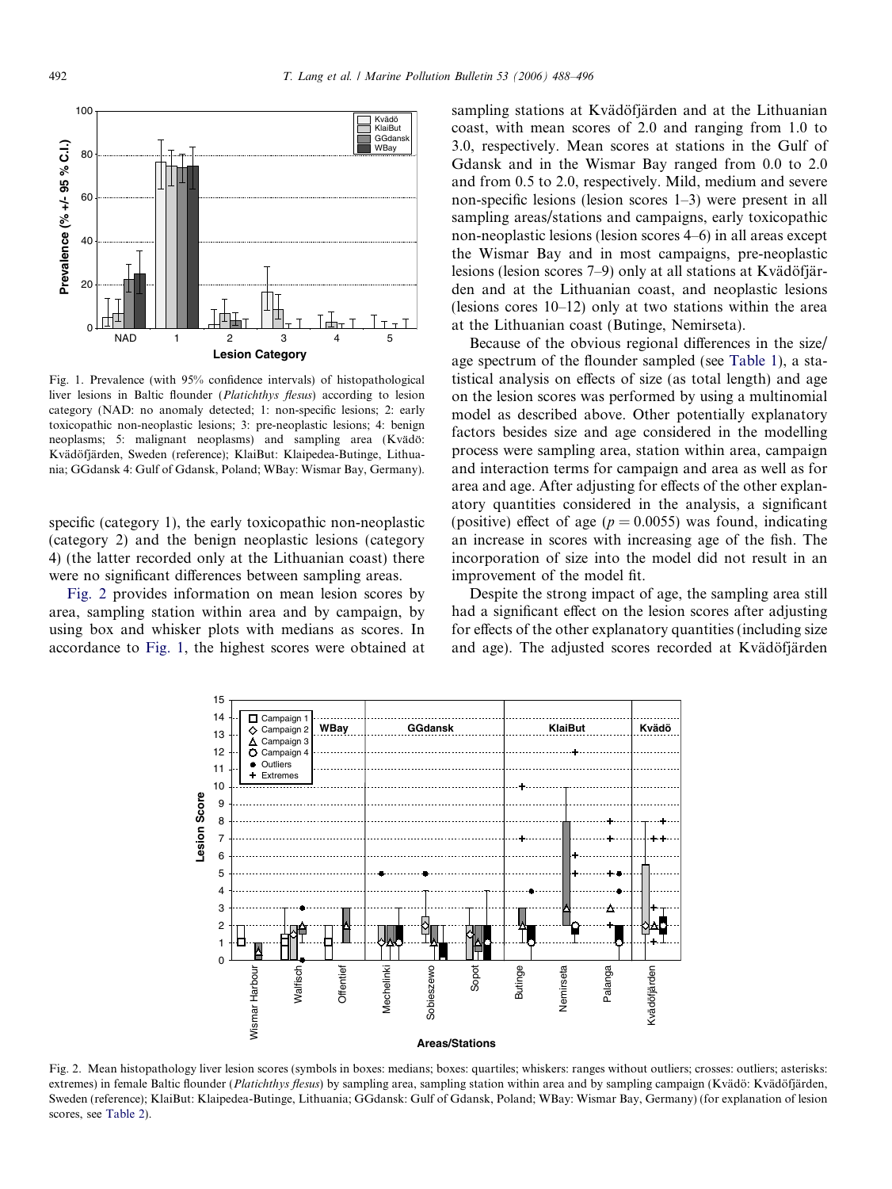Fig. 1. Prevalence (with 95% confidence intervals) of histopathological liver lesions in Baltic flounder (*Platichthys flesus*) according to lesion category (NAD: no anomaly detected; 1: non-specific lesions; 2: early toxicopathic non-neoplastic lesions; 3: pre-neoplastic lesions; 4: benign neoplasms; 5: malignant neoplasms) and sampling area (Kvädö: Kvädöfjärden, Sweden (reference); KlaiBut: Klaipedea-Butinge, Lithuania; GGdansk 4: Gulf of Gdansk, Poland; WBay: Wismar Bay, Germany).

specific (category 1), the early toxicopathic non-neoplastic (category 2) and the benign neoplastic lesions (category 4) (the latter recorded only at the Lithuanian coast) there were no significant differences between sampling areas.

Fig. 2 provides information on mean lesion scores by area, sampling station within area and by campaign, by using box and whisker plots with medians as scores. In accordance to Fig. 1, the highest scores were obtained at sampling stations at Kvädöfjärden and at the Lithuanian coast, with mean scores of 2.0 and ranging from 1.0 to 3.0, respectively. Mean scores at stations in the Gulf of Gdansk and in the Wismar Bay ranged from 0.0 to 2.0 and from 0.5 to 2.0, respectively. Mild, medium and severe non-specific lesions (lesion scores 1–3) were present in all sampling areas/stations and campaigns, early toxicopathic non-neoplastic lesions (lesion scores 4–6) in all areas except the Wismar Bay and in most campaigns, pre-neoplastic lesions (lesion scores 7–9) only at all stations at Kvädöfjärden and at the Lithuanian coast, and neoplastic lesions (lesions cores 10–12) only at two stations within the area at the Lithuanian coast (Butinge, Nemirseta).

Because of the obvious regional differences in the size/age spectrum of the flounder sampled (see Table 1), a statistical analysis on effects of size (as total length) and age on the lesion scores was performed by using a multinomial model as described above. Other potentially explanatory factors besides size and age considered in the modelling process were sampling area, station within area, campaign and interaction terms for campaign and area as well as for area and age. After adjusting for effects of the other explanatory quantities considered in the analysis, a significant (positive) effect of age ($p = 0.0055$) was found, indicating an increase in scores with increasing age of the fish. The incorporation of size into the model did not result in an improvement of the model fit.

Despite the strong impact of age, the sampling area still had a significant effect on the lesion scores after adjusting for effects of the other explanatory quantities (including size and age). The adjusted scores recorded at Kvädöfjärden

Fig. 2. Mean histopathology liver lesion scores (symbols in boxes: medians; boxes: quartiles; whiskers: ranges without outliers; crosses: outliers; asterisks: extremes) in female Baltic flounder (*Platichthys flesus*) by sampling area, sampling station within area and by sampling campaign (Kvädö: Kvädöfjärden, Sweden (reference); KlaiBut: Klaipedea-Butinge, Lithuania; GGdansk: Gulf of Gdansk, Poland; WBay: Wismar Bay, Germany) (for explanation of lesion scores, see Table 2).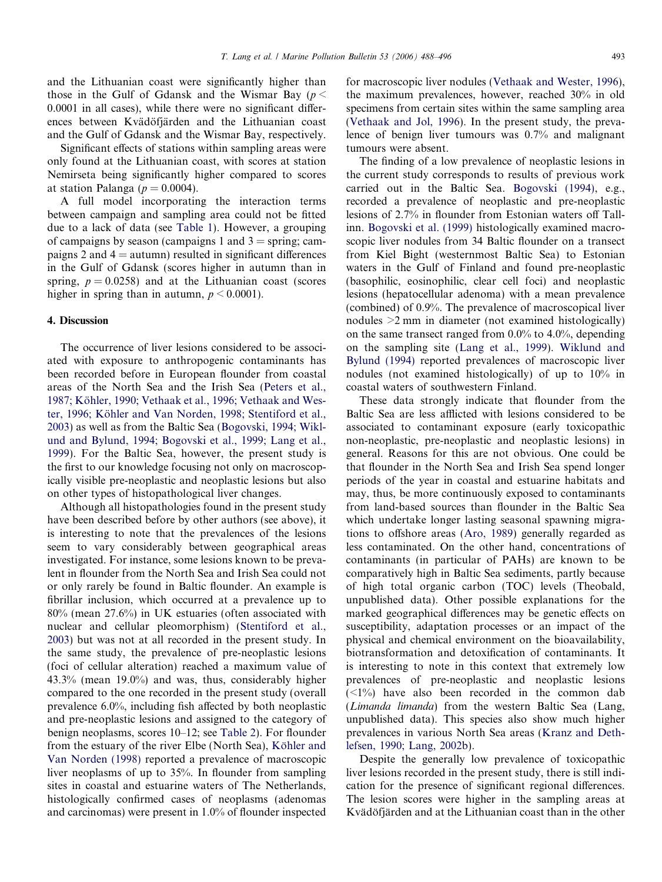and the Lithuanian coast were significantly higher than those in the Gulf of Gdansk and the Wismar Bay ($p < 0.0001$ in all cases), while there were no significant differences between Kvädöfjärden and the Lithuanian coast and the Gulf of Gdansk and the Wismar Bay, respectively.

Significant effects of stations within sampling areas were only found at the Lithuanian coast, with scores at station Nemirseta being significantly higher compared to scores at station Palanga ($p = 0.0004$).

A full model incorporating the interaction terms between campaign and sampling area could not be fitted due to a lack of data (see Table 1). However, a grouping of campaigns by season (campaigns 1 and 3 = spring; campaigns 2 and 4 = autumn) resulted in significant differences in the Gulf of Gdansk (scores higher in autumn than in spring, $p = 0.0258$) and at the Lithuanian coast (scores higher in spring than in autumn, $p < 0.0001$).

## 4. Discussion

The occurrence of liver lesions considered to be associated with exposure to anthropogenic contaminants has been recorded before in European flounder from coastal areas of the North Sea and the Irish Sea (Peters et al., 1987; Köhler, 1990; Vethaak et al., 1996; Vethaak and Wester, 1996; Köhler and Van Norden, 1998; Stentiford et al., 2003) as well as from the Baltic Sea (Bogovski, 1994; Wiklund and Bylund, 1994; Bogovski et al., 1999; Lang et al., 1999). For the Baltic Sea, however, the present study is the first to our knowledge focusing not only on macroscopically visible pre-neoplastic and neoplastic lesions but also on other types of histopathological liver changes.

Although all histopathologies found in the present study have been described before by other authors (see above), it is interesting to note that the prevalences of the lesions seem to vary considerably between geographical areas investigated. For instance, some lesions known to be prevalent in flounder from the North Sea and Irish Sea could not or only rarely be found in Baltic flounder. An example is fibrillar inclusion, which occurred at a prevalence up to 80% (mean 27.6%) in UK estuaries (often associated with nuclear and cellular pleomorphism) (Stentiford et al., 2003) but was not at all recorded in the present study. In the same study, the prevalence of pre-neoplastic lesions (foci of cellular alteration) reached a maximum value of 43.3% (mean 19.0%) and was, thus, considerably higher compared to the one recorded in the present study (overall prevalence 6.0%, including fish affected by both neoplastic and pre-neoplastic lesions and assigned to the category of benign neoplasms, scores 10–12; see Table 2). For flounder from the estuary of the river Elbe (North Sea), Köhler and Van Norden (1998) reported a prevalence of macroscopic liver neoplasms of up to 35%. In flounder from sampling sites in coastal and estuarine waters of The Netherlands, histologically confirmed cases of neoplasms (adenomas and carcinomas) were present in 1.0% of flounder inspected for macroscopic liver nodules (Vethaak and Wester, 1996), the maximum prevalences, however, reached 30% in old specimens from certain sites within the same sampling area (Vethaak and Jol, 1996). In the present study, the prevalence of benign liver tumours was 0.7% and malignant tumours were absent.

The finding of a low prevalence of neoplastic lesions in the current study corresponds to results of previous work carried out in the Baltic Sea. Bogovski (1994), e.g., recorded a prevalence of neoplastic and pre-neoplastic lesions of 2.7% in flounder from Estonian waters off Tallinn. Bogovski et al. (1999) histologically examined macroscopic liver nodules from 34 Baltic flounder on a transect from Kiel Bight (westernmost Baltic Sea) to Estonian waters in the Gulf of Finland and found pre-neoplastic (basophilic, eosinophilic, clear cell foci) and neoplastic lesions (hepatocellular adenoma) with a mean prevalence (combined) of 0.9%. The prevalence of macroscopical liver nodules >2 mm in diameter (not examined histologically) on the same transect ranged from 0.0% to 4.0%, depending on the sampling site (Lang et al., 1999). Wiklund and Bylund (1994) reported prevalences of macroscopic liver nodules (not examined histologically) of up to 10% in coastal waters of southwestern Finland.

These data strongly indicate that flounder from the Baltic Sea are less afflicted with lesions considered to be associated to contaminant exposure (early toxicopathic non-neoplastic, pre-neoplastic and neoplastic lesions) in general. Reasons for this are not obvious. One could be that flounder in the North Sea and Irish Sea spend longer periods of the year in coastal and estuarine habitats and may, thus, be more continuously exposed to contaminants from land-based sources than flounder in the Baltic Sea which undertake longer lasting seasonal spawning migrations to offshore areas (Aro, 1989) generally regarded as less contaminated. On the other hand, concentrations of contaminants (in particular of PAHs) are known to be comparatively high in Baltic Sea sediments, partly because of high total organic carbon (TOC) levels (Theobald, unpublished data). Other possible explanations for the marked geographical differences may be genetic effects on susceptibility, adaptation processes or an impact of the physical and chemical environment on the bioavailability, biotransformation and detoxification of contaminants. It is interesting to note in this context that extremely low prevalences of pre-neoplastic and neoplastic lesions (<1%) have also been recorded in the common dab (*Limanda limanda*) from the western Baltic Sea (Lang, unpublished data). This species also show much higher prevalences in various North Sea areas (Kranz and Dethlefsen, 1990; Lang, 2002b).

Despite the generally low prevalence of toxicopathic liver lesions recorded in the present study, there is still indication for the presence of significant regional differences. The lesion scores were higher in the sampling areas at Kvädöfjärden and at the Lithuanian coast than in the other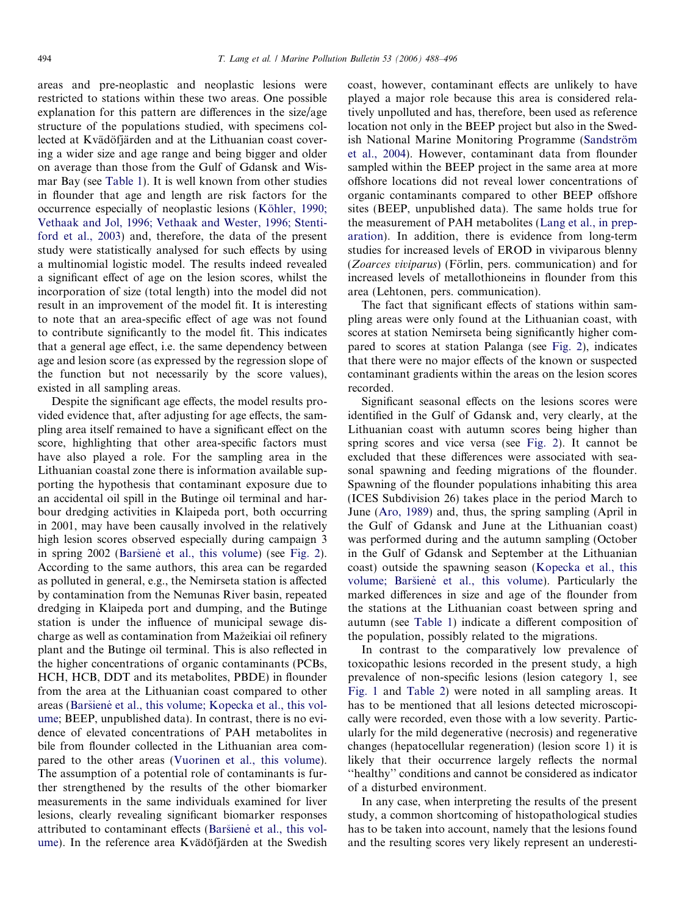areas and pre-neoplastic and neoplastic lesions were restricted to stations within these two areas. One possible explanation for this pattern are differences in the size/age structure of the populations studied, with specimens collected at Kvädöfjärden and at the Lithuanian coast covering a wider size and age range and being bigger and older on average than those from the Gulf of Gdansk and Wismar Bay (see Table 1). It is well known from other studies in flounder that age and length are risk factors for the occurrence especially of neoplastic lesions (Köhler, 1990; Vethaak and Jol, 1996; Vethaak and Wester, 1996; Stentiford et al., 2003) and, therefore, the data of the present study were statistically analysed for such effects by using a multinomial logistic model. The results indeed revealed a significant effect of age on the lesion scores, whilst the incorporation of size (total length) into the model did not result in an improvement of the model fit. It is interesting to note that an area-specific effect of age was not found to contribute significantly to the model fit. This indicates that a general age effect, i.e. the same dependency between age and lesion score (as expressed by the regression slope of the function but not necessarily by the score values), existed in all sampling areas.

Despite the significant age effects, the model results provided evidence that, after adjusting for age effects, the sampling area itself remained to have a significant effect on the score, highlighting that other area-specific factors must have also played a role. For the sampling area in the Lithuanian coastal zone there is information available supporting the hypothesis that contaminant exposure due to an accidental oil spill in the Butinge oil terminal and harbour dredging activities in Klaipeda port, both occurring in 2001, may have been causally involved in the relatively high lesion scores observed especially during campaign 3 in spring 2002 (Baršienė et al., this volume) (see Fig. 2). According to the same authors, this area can be regarded as polluted in general, e.g., the Nemirseta station is affected by contamination from the Nemunas River basin, repeated dredging in Klaipeda port and dumping, and the Butinge station is under the influence of municipal sewage discharge as well as contamination from Mažeikiai oil refinery plant and the Butinge oil terminal. This is also reflected in the higher concentrations of organic contaminants (PCBs, HCH, HCB, DDT and its metabolites, PBDE) in flounder from the area at the Lithuanian coast compared to other areas (Baršienė et al., this volume; Kopecka et al., this volume; BEEP, unpublished data). In contrast, there is no evidence of elevated concentrations of PAH metabolites in bile from flounder collected in the Lithuanian area compared to the other areas (Vuorinen et al., this volume). The assumption of a potential role of contaminants is further strengthened by the results of the other biomarker measurements in the same individuals examined for liver lesions, clearly revealing significant biomarker responses attributed to contaminant effects (Baršienė et al., this volume). In the reference area Kvädöfjärden at the Swedish coast, however, contaminant effects are unlikely to have played a major role because this area is considered relatively unpolluted and has, therefore, been used as reference location not only in the BEEP project but also in the Swedish National Marine Monitoring Programme (Sandström et al., 2004). However, contaminant data from flounder sampled within the BEEP project in the same area at more offshore locations did not reveal lower concentrations of organic contaminants compared to other BEEP offshore sites (BEEP, unpublished data). The same holds true for the measurement of PAH metabolites (Lang et al., in preparation). In addition, there is evidence from long-term studies for increased levels of EROD in viviparous blenny (*Zoarces viviparus*) (Förlin, pers. communication) and for increased levels of metallothioneins in flounder from this area (Lehtonen, pers. communication).

The fact that significant effects of stations within sampling areas were only found at the Lithuanian coast, with scores at station Nemirseta being significantly higher compared to scores at station Palanga (see Fig. 2), indicates that there were no major effects of the known or suspected contaminant gradients within the areas on the lesion scores recorded.

Significant seasonal effects on the lesions scores were identified in the Gulf of Gdansk and, very clearly, at the Lithuanian coast with autumn scores being higher than spring scores and vice versa (see Fig. 2). It cannot be excluded that these differences were associated with seasonal spawning and feeding migrations of the flounder. Spawning of the flounder populations inhabiting this area (ICES Subdivision 26) takes place in the period March to June (Aro, 1989) and, thus, the spring sampling (April in the Gulf of Gdansk and June at the Lithuanian coast) was performed during and the autumn sampling (October in the Gulf of Gdansk and September at the Lithuanian coast) outside the spawning season (Kopecka et al., this volume; Baršienė et al., this volume). Particularly the marked differences in size and age of the flounder from the stations at the Lithuanian coast between spring and autumn (see Table 1) indicate a different composition of the population, possibly related to the migrations.

In contrast to the comparatively low prevalence of toxicopathic lesions recorded in the present study, a high prevalence of non-specific lesions (lesion category 1, see Fig. 1 and Table 2) were noted in all sampling areas. It has to be mentioned that all lesions detected microscopically were recorded, even those with a low severity. Particularly for the mild degenerative (necrosis) and regenerative changes (hepatocellular regeneration) (lesion score 1) it is likely that their occurrence largely reflects the normal "healthy" conditions and cannot be considered as indicator of a disturbed environment.

In any case, when interpreting the results of the present study, a common shortcoming of histopathological studies has to be taken into account, namely that the lesions found and the resulting scores very likely represent an underesti-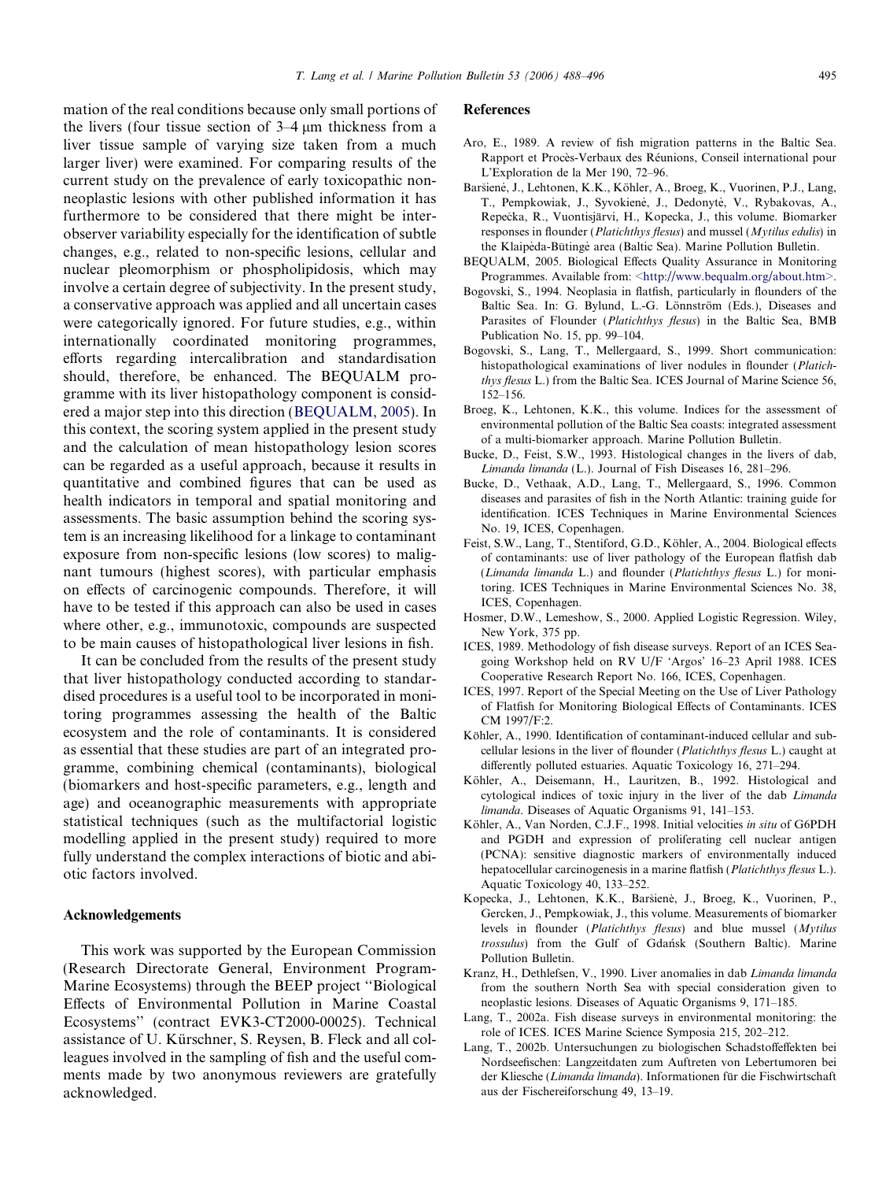mation of the real conditions because only small portions of the livers (four tissue section of 3–4 μm thickness from a liver tissue sample of varying size taken from a much larger liver) were examined. For comparing results of the current study on the prevalence of early toxicopathic non-neoplastic lesions with other published information it has furthermore to be considered that there might be inter-observer variability especially for the identification of subtle changes, e.g., related to non-specific lesions, cellular and nuclear pleomorphism or phospholipidosis, which may involve a certain degree of subjectivity. In the present study, a conservative approach was applied and all uncertain cases were categorically ignored. For future studies, e.g., within internationally coordinated monitoring programmes, efforts regarding intercalibration and standardisation should, therefore, be enhanced. The BEQUALM programme with its liver histopathology component is considered a major step into this direction (BEQUALM, 2005). In this context, the scoring system applied in the present study and the calculation of mean histopathology lesion scores can be regarded as a useful approach, because it results in quantitative and combined figures that can be used as health indicators in temporal and spatial monitoring and assessments. The basic assumption behind the scoring system is an increasing likelihood for a linkage to contaminant exposure from non-specific lesions (low scores) to malignant tumours (highest scores), with particular emphasis on effects of carcinogenic compounds. Therefore, it will have to be tested if this approach can also be used in cases where other, e.g., immunotoxic, compounds are suspected to be main causes of histopathological liver lesions in fish.

It can be concluded from the results of the present study that liver histopathology conducted according to standardised procedures is a useful tool to be incorporated in monitoring programmes assessing the health of the Baltic ecosystem and the role of contaminants. It is considered as essential that these studies are part of an integrated programme, combining chemical (contaminants), biological (biomarkers and host-specific parameters, e.g., length and age) and oceanographic measurements with appropriate statistical techniques (such as the multifactorial logistic modelling applied in the present study) required to more fully understand the complex interactions of biotic and abiotic factors involved.

## Acknowledgements

This work was supported by the European Commission (Research Directorate General, Environment Program-Marine Ecosystems) through the BEEP project "Biological Effects of Environmental Pollution in Marine Coastal Ecosystems" (contract EVK3-CT2000-00025). Technical assistance of U. Kürschner, S. Reysen, B. Fleck and all colleagues involved in the sampling of fish and the useful comments made by two anonymous reviewers are gratefully acknowledged.

## References

Aro, E., 1989. A review of fish migration patterns in the Baltic Sea. Rapport et Procès-Verbaux des Réunions, Conseil international pour L'Exploration de la Mer 190, 72–96.

Baršienė, J., Lehtonen, K.K., Köhler, A., Broeg, K., Vuorinen, P.J., Lang, T., Pempkowiak, J., Syvokienė, J., Dedonytė, V., Rybakovas, A., Repečka, R., Vuontisjärvi, H., Kopecka, J., this volume. Biomarker responses in flounder (*Platichthys flesus*) and mussel (*Mytilus edulis*) in the Klaipėda-Būtingė area (Baltic Sea). Marine Pollution Bulletin.

BEQUALM, 2005. Biological Effects Quality Assurance in Monitoring Programmes. Available from: <http://www.bequalm.org/about.htm>.

Bogovski, S., 1994. Neoplasia in flatfish, particularly in flounders of the Baltic Sea. In: G. Bylund, L.-G. Lönnström (Eds.), Diseases and Parasites of Flounder (*Platichthys flesus*) in the Baltic Sea, BMB Publication No. 15, pp. 99–104.

Bogovski, S., Lang, T., Mellergaard, S., 1999. Short communication: histopathological examinations of liver nodules in flounder (*Platichthys flesus* L.) from the Baltic Sea. ICES Journal of Marine Science 56, 152–156.

Broeg, K., Lehtonen, K.K., this volume. Indices for the assessment of environmental pollution of the Baltic Sea coasts: integrated assessment of a multi-biomarker approach. Marine Pollution Bulletin.

Bucke, D., Feist, S.W., 1993. Histological changes in the livers of dab, *Limanda limanda* (L.). Journal of Fish Diseases 16, 281–296.

Bucke, D., Vethaak, A.D., Lang, T., Mellergaard, S., 1996. Common diseases and parasites of fish in the North Atlantic: training guide for identification. ICES Techniques in Marine Environmental Sciences No. 19, ICES, Copenhagen.

Feist, S.W., Lang, T., Stentiford, G.D., Köhler, A., 2004. Biological effects of contaminants: use of liver pathology of the European flatfish dab (*Limanda limanda* L.) and flounder (*Platichthys flesus* L.) for monitoring. ICES Techniques in Marine Environmental Sciences No. 38, ICES, Copenhagen.

Hosmer, D.W., Lemeshow, S., 2000. Applied Logistic Regression. Wiley, New York, 375 pp.

ICES, 1989. Methodology of fish disease surveys. Report of an ICES Sea-going Workshop held on RV U/F 'Argos' 16–23 April 1988. ICES Cooperative Research Report No. 166, ICES, Copenhagen.

ICES, 1997. Report of the Special Meeting on the Use of Liver Pathology of Flatfish for Monitoring Biological Effects of Contaminants. ICES CM 1997/F:2.

Köhler, A., 1990. Identification of contaminant-induced cellular and subcellular lesions in the liver of flounder (*Platichthys flesus* L.) caught at differently polluted estuaries. Aquatic Toxicology 16, 271–294.

Köhler, A., Deisemann, H., Lauritzen, B., 1992. Histological and cytological indices of toxic injury in the liver of the dab *Limanda limanda*. Diseases of Aquatic Organisms 91, 141–153.

Köhler, A., Van Norden, C.J.F., 1998. Initial velocities *in situ* of G6PDH and PGDH and expression of proliferating cell nuclear antigen (PCNA): sensitive diagnostic markers of environmentally induced hepatocellular carcinogenesis in a marine flatfish (*Platichthys flesus* L.). Aquatic Toxicology 40, 133–252.

Kopecka, J., Lehtonen, K.K., Baršienė, J., Broeg, K., Vuorinen, P., Gercken, J., Pempkowiak, J., this volume. Measurements of biomarker levels in flounder (*Platichthys flesus*) and blue mussel (*Mytilus trossulus*) from the Gulf of Gdańsk (Southern Baltic). Marine Pollution Bulletin.

Kranz, H., Dethlefsen, V., 1990. Liver anomalies in dab *Limanda limanda* from the southern North Sea with special consideration given to neoplastic lesions. Diseases of Aquatic Organisms 9, 171–185.

Lang, T., 2002a. Fish disease surveys in environmental monitoring: the role of ICES. ICES Marine Science Symposia 215, 202–212.

Lang, T., 2002b. Untersuchungen zu biologischen Schadstoffeffekten bei Nordseefischen: Langzeitdaten zum Auftreten von Lebertumoren bei der Kliesche (*Limanda limanda*). Informationen für die Fischwirtschaft aus der Fischereiforschung 49, 13–19.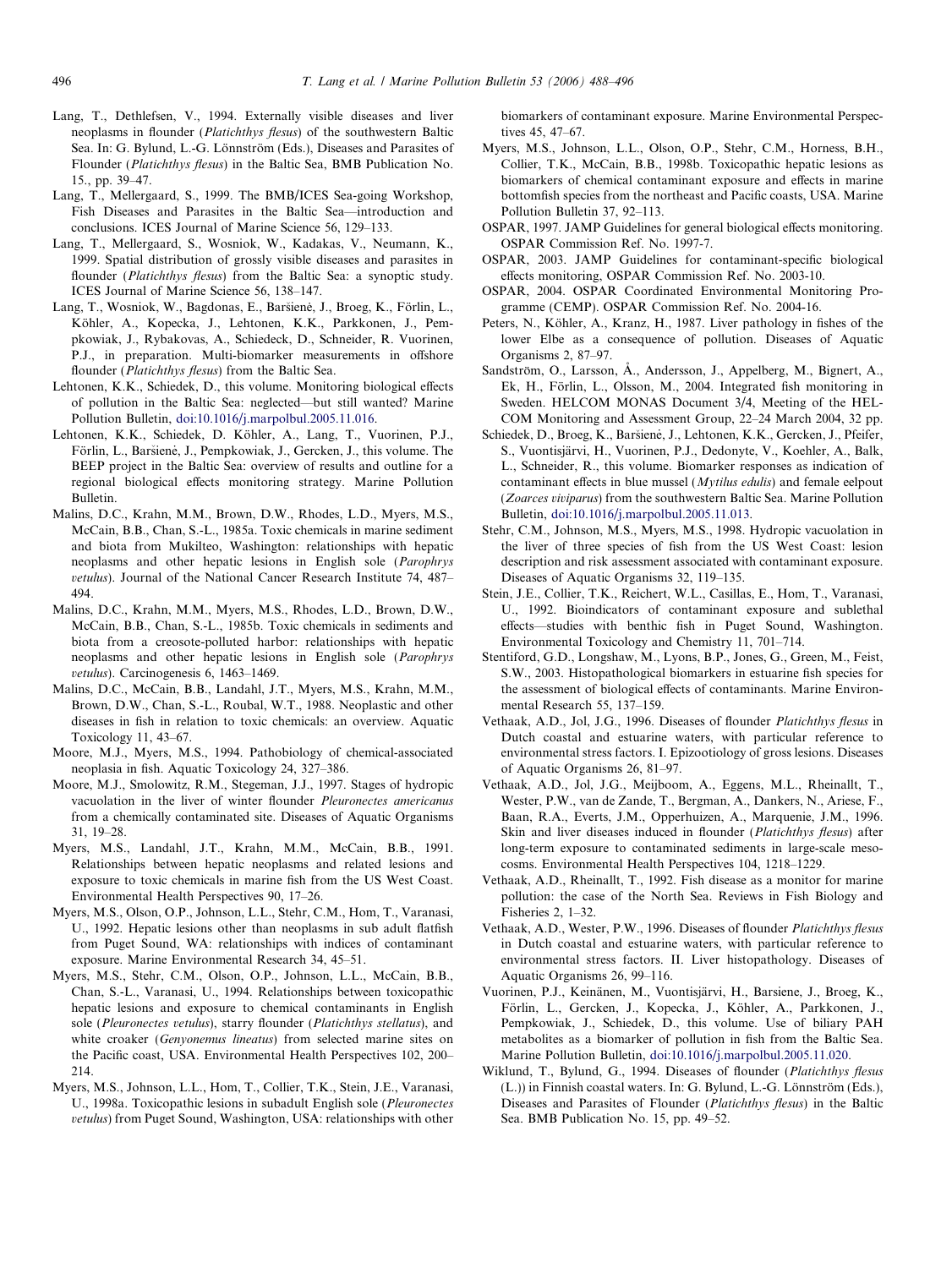Lang, T., Dethlefsen, V., 1994. Externally visible diseases and liver neoplasms in flounder (*Platichthys flesus*) of the southwestern Baltic Sea. In: G. Bylund, L.-G. Lönnström (Eds.), Diseases and Parasites of Flounder (*Platichthys flesus*) in the Baltic Sea, BMB Publication No. 15., pp. 39–47.

Lang, T., Mellergaard, S., 1999. The BMB/ICES Sea-going Workshop, Fish Diseases and Parasites in the Baltic Sea—introduction and conclusions. ICES Journal of Marine Science 56, 129–133.

Lang, T., Mellergaard, S., Wosniok, W., Kadakas, V., Neumann, K., 1999. Spatial distribution of grossly visible diseases and parasites in flounder (*Platichthys flesus*) from the Baltic Sea: a synoptic study. ICES Journal of Marine Science 56, 138–147.

Lang, T., Wosniok, W., Bagdonas, E., Baršienė, J., Broeg, K., Förlin, L., Köhler, A., Kopecka, J., Lehtonen, K.K., Parkkonen, J., Pempkowiak, J., Rybakovas, A., Schiedeck, D., Schneider, R. Vuorinen, P.J., in preparation. Multi-biomarker measurements in offshore flounder (*Platichthys flesus*) from the Baltic Sea.

Lehtonen, K.K., Schiedek, D., this volume. Monitoring biological effects of pollution in the Baltic Sea: neglected—but still wanted? Marine Pollution Bulletin, doi:10.1016/j.marpolbul.2005.11.016.

Lehtonen, K.K., Schiedek, D. Köhler, A., Lang, T., Vuorinen, P.J., Förlin, L., Baršienė, J., Pempkowiak, J., Gercken, J., this volume. The BEEP project in the Baltic Sea: overview of results and outline for a regional biological effects monitoring strategy. Marine Pollution Bulletin.

Malins, D.C., Krahn, M.M., Brown, D.W., Rhodes, L.D., Myers, M.S., McCain, B.B., Chan, S.-L., 1985a. Toxic chemicals in marine sediment and biota from Mukilteo, Washington: relationships with hepatic neoplasms and other hepatic lesions in English sole (*Parophrys vetulus*). Journal of the National Cancer Research Institute 74, 487–494.

Malins, D.C., Krahn, M.M., Myers, M.S., Rhodes, L.D., Brown, D.W., McCain, B.B., Chan, S.-L., 1985b. Toxic chemicals in sediments and biota from a creosote-polluted harbor: relationships with hepatic neoplasms and other hepatic lesions in English sole (*Parophrys vetulus*). Carcinogenesis 6, 1463–1469.

Malins, D.C., McCain, B.B., Landahl, J.T., Myers, M.S., Krahn, M.M., Brown, D.W., Chan, S.-L., Roubal, W.T., 1988. Neoplastic and other diseases in fish in relation to toxic chemicals: an overview. Aquatic Toxicology 11, 43–67.

Moore, M.J., Myers, M.S., 1994. Pathobiology of chemical-associated neoplasia in fish. Aquatic Toxicology 24, 327–386.

Moore, M.J., Smolowitz, R.M., Stegeman, J.J., 1997. Stages of hydropic vacuolation in the liver of winter flounder *Pleuronectes americanus* from a chemically contaminated site. Diseases of Aquatic Organisms 31, 19–28.

Myers, M.S., Landahl, J.T., Krahn, M.M., McCain, B.B., 1991. Relationships between hepatic neoplasms and related lesions and exposure to toxic chemicals in marine fish from the US West Coast. Environmental Health Perspectives 90, 17–26.

Myers, M.S., Olson, O.P., Johnson, L.L., Stehr, C.M., Hom, T., Varanasi, U., 1992. Hepatic lesions other than neoplasms in sub adult flatfish from Puget Sound, WA: relationships with indices of contaminant exposure. Marine Environmental Research 34, 45–51.

Myers, M.S., Stehr, C.M., Olson, O.P., Johnson, L.L., McCain, B.B., Chan, S.-L., Varanasi, U., 1994. Relationships between toxicopathic hepatic lesions and exposure to chemical contaminants in English sole (*Pleuronectes vetulus*), starry flounder (*Platichthys stellatus*), and white croaker (*Genyonemus lineatus*) from selected marine sites on the Pacific coast, USA. Environmental Health Perspectives 102, 200–214.

Myers, M.S., Johnson, L.L., Hom, T., Collier, T.K., Stein, J.E., Varanasi, U., 1998a. Toxicopathic lesions in subadult English sole (*Pleuronectes vetulus*) from Puget Sound, Washington, USA: relationships with other biomarkers of contaminant exposure. Marine Environmental Perspectives 45, 47–67.

Myers, M.S., Johnson, L.L., Olson, O.P., Stehr, C.M., Horness, B.H., Collier, T.K., McCain, B.B., 1998b. Toxicopathic hepatic lesions as biomarkers of chemical contaminant exposure and effects in marine bottomfish species from the northeast and Pacific coasts, USA. Marine Pollution Bulletin 37, 92–113.

OSPAR, 1997. JAMP Guidelines for general biological effects monitoring. OSPAR Commission Ref. No. 1997-7.

OSPAR, 2003. JAMP Guidelines for contaminant-specific biological effects monitoring, OSPAR Commission Ref. No. 2003-10.

OSPAR, 2004. OSPAR Coordinated Environmental Monitoring Programme (CEMP). OSPAR Commission Ref. No. 2004-16.

Peters, N., Köhler, A., Kranz, H., 1987. Liver pathology in fishes of the lower Elbe as a consequence of pollution. Diseases of Aquatic Organisms 2, 87–97.

Sandström, O., Larsson, Å., Andersson, J., Appelberg, M., Bignert, A., Ek, H., Förlin, L., Olsson, M., 2004. Integrated fish monitoring in Sweden. HELCOM MONAS Document 3/4, Meeting of the HELCOM Monitoring and Assessment Group, 22–24 March 2004, 32 pp.

Schiedek, D., Broeg, K., Baršienė, J., Lehtonen, K.K., Gercken, J., Pfeifer, S., Vuontisjärvi, H., Vuorinen, P.J., Dedonyte, V., Koehler, A., Balk, L., Schneider, R., this volume. Biomarker responses as indication of contaminant effects in blue mussel (*Mytilus edulis*) and female eelpout (*Zoarces viviparus*) from the southwestern Baltic Sea. Marine Pollution Bulletin, doi:10.1016/j.marpolbul.2005.11.013.

Stehr, C.M., Johnson, M.S., Myers, M.S., 1998. Hydropic vacuolation in the liver of three species of fish from the US West Coast: lesion description and risk assessment associated with contaminant exposure. Diseases of Aquatic Organisms 32, 119–135.

Stein, J.E., Collier, T.K., Reichert, W.L., Casillas, E., Hom, T., Varanasi, U., 1992. Bioindicators of contaminant exposure and sublethal effects—studies with benthic fish in Puget Sound, Washington. Environmental Toxicology and Chemistry 11, 701–714.

Stentiford, G.D., Longshaw, M., Lyons, B.P., Jones, G., Green, M., Feist, S.W., 2003. Histopathological biomarkers in estuarine fish species for the assessment of biological effects of contaminants. Marine Environmental Research 55, 137–159.

Vethaak, A.D., Jol, J.G., 1996. Diseases of flounder *Platichthys flesus* in Dutch coastal and estuarine waters, with particular reference to environmental stress factors. I. Epizootiology of gross lesions. Diseases of Aquatic Organisms 26, 81–97.

Vethaak, A.D., Jol, J.G., Meijboom, A., Eggens, M.L., Rheinallt, T., Wester, P.W., van de Zande, T., Bergman, A., Dankers, N., Ariese, F., Baan, R.A., Everts, J.M., Opperhuizen, A., Marquenie, J.M., 1996. Skin and liver diseases induced in flounder (*Platichthys flesus*) after long-term exposure to contaminated sediments in large-scale mesocosms. Environmental Health Perspectives 104, 1218–1229.

Vethaak, A.D., Rheinallt, T., 1992. Fish disease as a monitor for marine pollution: the case of the North Sea. Reviews in Fish Biology and Fisheries 2, 1–32.

Vethaak, A.D., Wester, P.W., 1996. Diseases of flounder *Platichthys flesus* in Dutch coastal and estuarine waters, with particular reference to environmental stress factors. II. Liver histopathology. Diseases of Aquatic Organisms 26, 99–116.

Vuorinen, P.J., Keinänen, M., Vuontisjärvi, H., Barsiene, J., Broeg, K., Förlin, L., Gercken, J., Kopecka, J., Köhler, A., Parkkonen, J., Pempkowiak, J., Schiedek, D., this volume. Use of biliary PAH metabolites as a biomarker of pollution in fish from the Baltic Sea. Marine Pollution Bulletin, doi:10.1016/j.marpolbul.2005.11.020.

Wiklund, T., Bylund, G., 1994. Diseases of flounder (*Platichthys flesus* (L.)) in Finnish coastal waters. In: G. Bylund, L.-G. Lönnström (Eds.), Diseases and Parasites of Flounder (*Platichthys flesus*) in the Baltic Sea. BMB Publication No. 15, pp. 49–52.